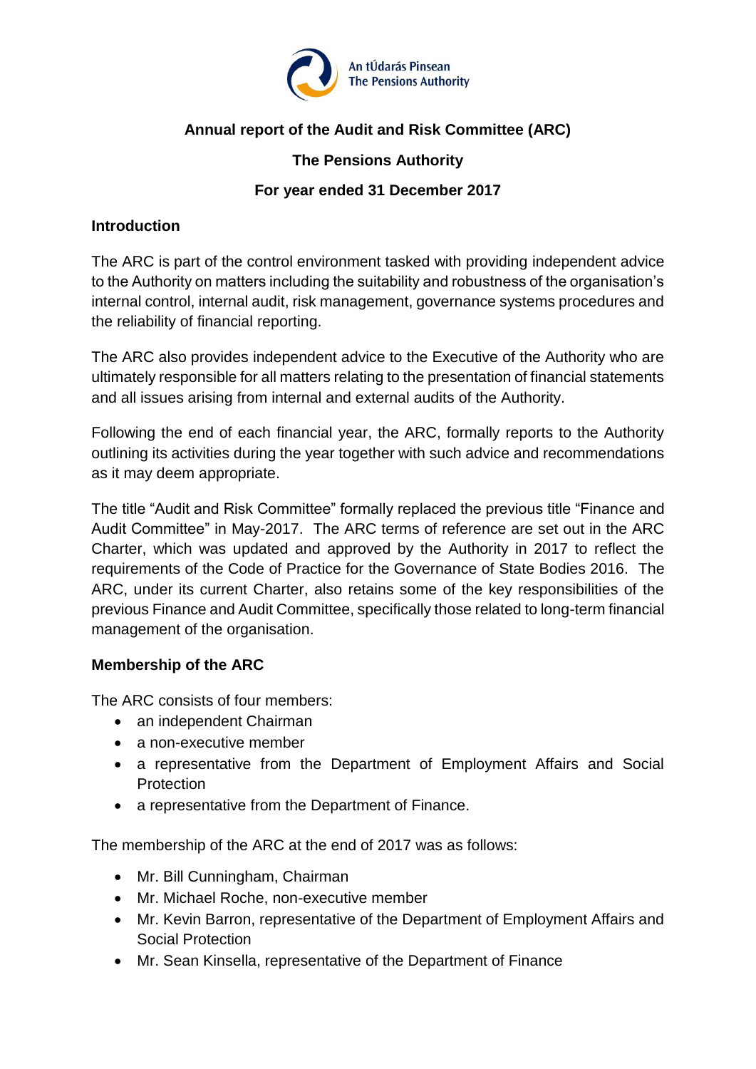An tÚdarás Pinsean
The Pensions Authority

# Annual report of the Audit and Risk Committee (ARC)

## The Pensions Authority

## For year ended 31 December 2017

### Introduction

The ARC is part of the control environment tasked with providing independent advice to the Authority on matters including the suitability and robustness of the organisation's internal control, internal audit, risk management, governance systems procedures and the reliability of financial reporting.

The ARC also provides independent advice to the Executive of the Authority who are ultimately responsible for all matters relating to the presentation of financial statements and all issues arising from internal and external audits of the Authority.

Following the end of each financial year, the ARC, formally reports to the Authority outlining its activities during the year together with such advice and recommendations as it may deem appropriate.

The title "Audit and Risk Committee" formally replaced the previous title "Finance and Audit Committee" in May-2017. The ARC terms of reference are set out in the ARC Charter, which was updated and approved by the Authority in 2017 to reflect the requirements of the Code of Practice for the Governance of State Bodies 2016. The ARC, under its current Charter, also retains some of the key responsibilities of the previous Finance and Audit Committee, specifically those related to long-term financial management of the organisation.

### Membership of the ARC

The ARC consists of four members:

- an independent Chairman
- a non-executive member
- a representative from the Department of Employment Affairs and Social Protection
- a representative from the Department of Finance.

The membership of the ARC at the end of 2017 was as follows:

- Mr. Bill Cunningham, Chairman
- Mr. Michael Roche, non-executive member
- Mr. Kevin Barron, representative of the Department of Employment Affairs and Social Protection
- Mr. Sean Kinsella, representative of the Department of Finance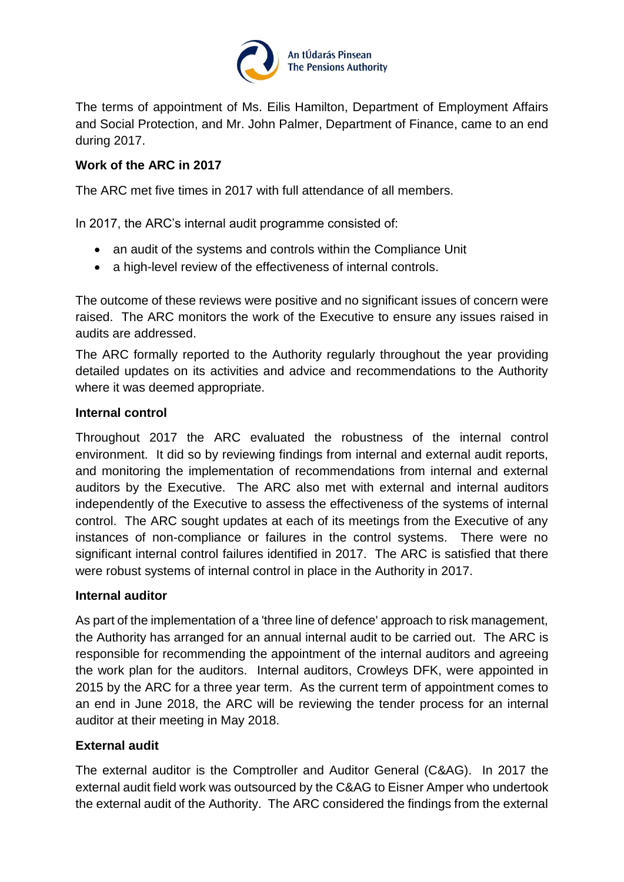The terms of appointment of Ms. Eilis Hamilton, Department of Employment Affairs and Social Protection, and Mr. John Palmer, Department of Finance, came to an end during 2017.

**Work of the ARC in 2017**

The ARC met five times in 2017 with full attendance of all members.

In 2017, the ARC's internal audit programme consisted of:

- an audit of the systems and controls within the Compliance Unit
- a high-level review of the effectiveness of internal controls.

The outcome of these reviews were positive and no significant issues of concern were raised. The ARC monitors the work of the Executive to ensure any issues raised in audits are addressed.

The ARC formally reported to the Authority regularly throughout the year providing detailed updates on its activities and advice and recommendations to the Authority where it was deemed appropriate.

**Internal control**

Throughout 2017 the ARC evaluated the robustness of the internal control environment. It did so by reviewing findings from internal and external audit reports, and monitoring the implementation of recommendations from internal and external auditors by the Executive. The ARC also met with external and internal auditors independently of the Executive to assess the effectiveness of the systems of internal control. The ARC sought updates at each of its meetings from the Executive of any instances of non-compliance or failures in the control systems. There were no significant internal control failures identified in 2017. The ARC is satisfied that there were robust systems of internal control in place in the Authority in 2017.

**Internal auditor**

As part of the implementation of a 'three line of defence' approach to risk management, the Authority has arranged for an annual internal audit to be carried out. The ARC is responsible for recommending the appointment of the internal auditors and agreeing the work plan for the auditors. Internal auditors, Crowleys DFK, were appointed in 2015 by the ARC for a three year term. As the current term of appointment comes to an end in June 2018, the ARC will be reviewing the tender process for an internal auditor at their meeting in May 2018.

**External audit**

The external auditor is the Comptroller and Auditor General (C&AG). In 2017 the external audit field work was outsourced by the C&AG to Eisner Amper who undertook the external audit of the Authority. The ARC considered the findings from the external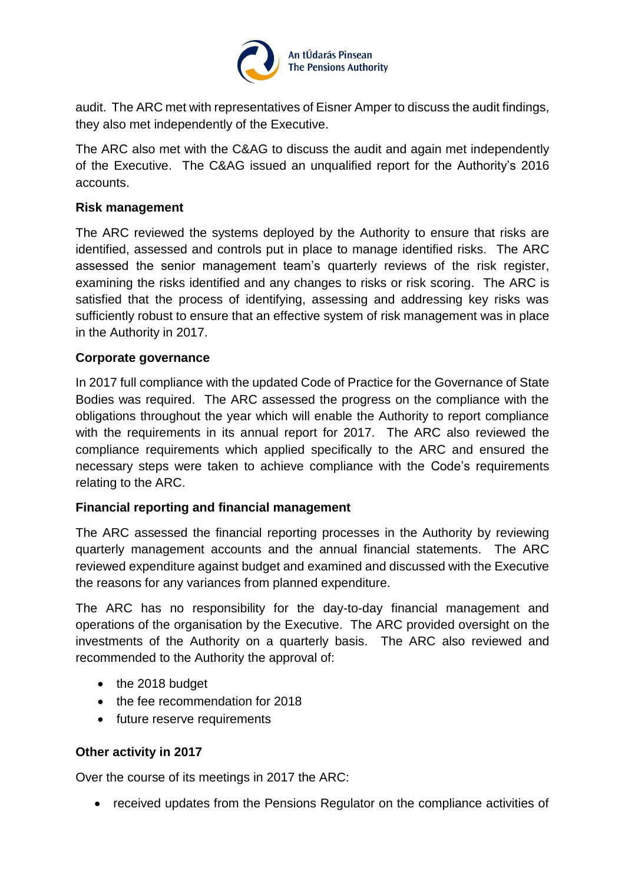audit. The ARC met with representatives of Eisner Amper to discuss the audit findings, they also met independently of the Executive.

The ARC also met with the C&AG to discuss the audit and again met independently of the Executive. The C&AG issued an unqualified report for the Authority's 2016 accounts.

**Risk management**

The ARC reviewed the systems deployed by the Authority to ensure that risks are identified, assessed and controls put in place to manage identified risks. The ARC assessed the senior management team's quarterly reviews of the risk register, examining the risks identified and any changes to risks or risk scoring. The ARC is satisfied that the process of identifying, assessing and addressing key risks was sufficiently robust to ensure that an effective system of risk management was in place in the Authority in 2017.

**Corporate governance**

In 2017 full compliance with the updated Code of Practice for the Governance of State Bodies was required. The ARC assessed the progress on the compliance with the obligations throughout the year which will enable the Authority to report compliance with the requirements in its annual report for 2017. The ARC also reviewed the compliance requirements which applied specifically to the ARC and ensured the necessary steps were taken to achieve compliance with the Code's requirements relating to the ARC.

**Financial reporting and financial management**

The ARC assessed the financial reporting processes in the Authority by reviewing quarterly management accounts and the annual financial statements. The ARC reviewed expenditure against budget and examined and discussed with the Executive the reasons for any variances from planned expenditure.

The ARC has no responsibility for the day-to-day financial management and operations of the organisation by the Executive. The ARC provided oversight on the investments of the Authority on a quarterly basis. The ARC also reviewed and recommended to the Authority the approval of:

- the 2018 budget
- the fee recommendation for 2018
- future reserve requirements

**Other activity in 2017**

Over the course of its meetings in 2017 the ARC:

- received updates from the Pensions Regulator on the compliance activities of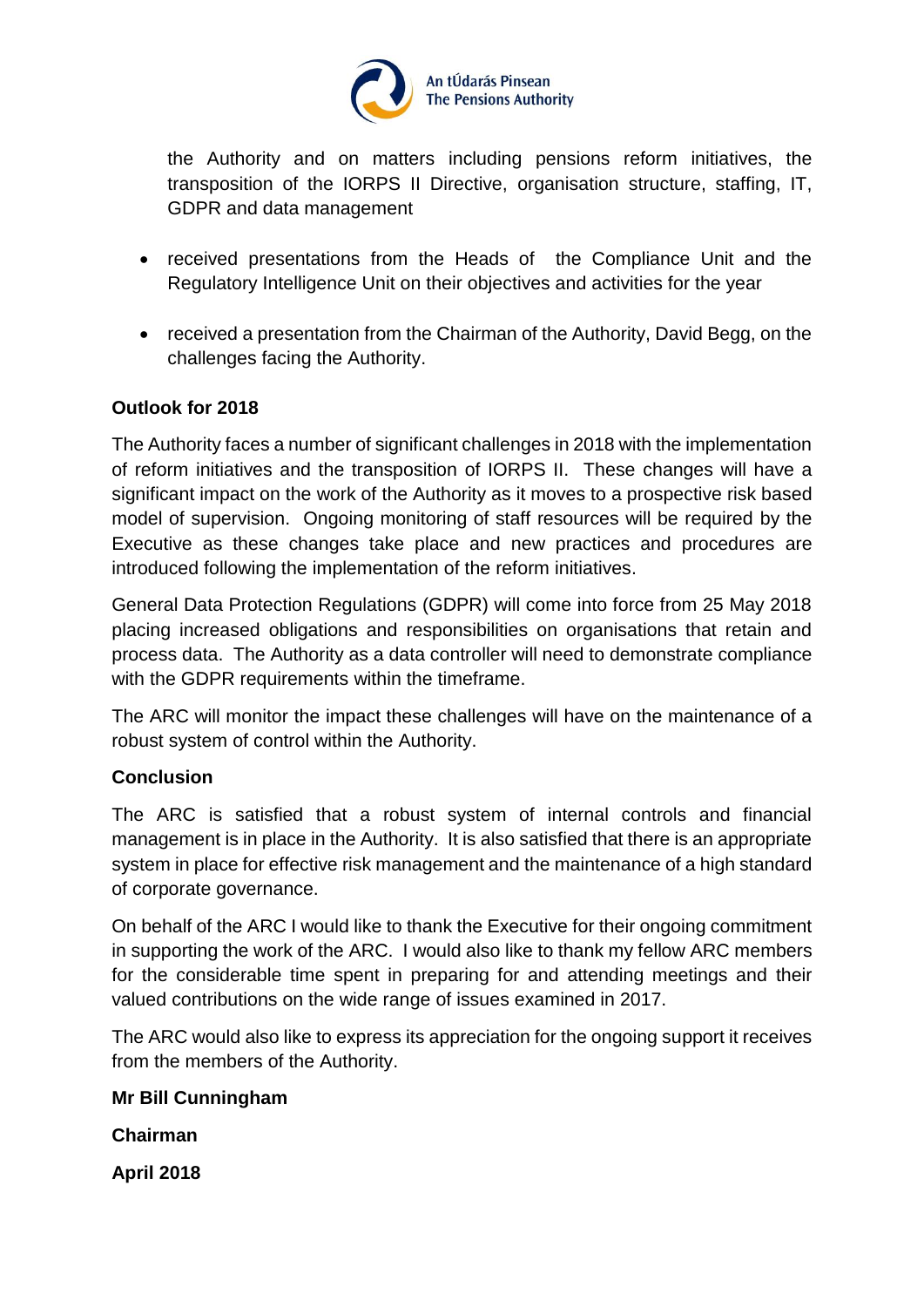the Authority and on matters including pensions reform initiatives, the transposition of the IORPS II Directive, organisation structure, staffing, IT, GDPR and data management

- received presentations from the Heads of the Compliance Unit and the Regulatory Intelligence Unit on their objectives and activities for the year

- received a presentation from the Chairman of the Authority, David Begg, on the challenges facing the Authority.

**Outlook for 2018**

The Authority faces a number of significant challenges in 2018 with the implementation of reform initiatives and the transposition of IORPS II. These changes will have a significant impact on the work of the Authority as it moves to a prospective risk based model of supervision. Ongoing monitoring of staff resources will be required by the Executive as these changes take place and new practices and procedures are introduced following the implementation of the reform initiatives.

General Data Protection Regulations (GDPR) will come into force from 25 May 2018 placing increased obligations and responsibilities on organisations that retain and process data. The Authority as a data controller will need to demonstrate compliance with the GDPR requirements within the timeframe.

The ARC will monitor the impact these challenges will have on the maintenance of a robust system of control within the Authority.

**Conclusion**

The ARC is satisfied that a robust system of internal controls and financial management is in place in the Authority. It is also satisfied that there is an appropriate system in place for effective risk management and the maintenance of a high standard of corporate governance.

On behalf of the ARC I would like to thank the Executive for their ongoing commitment in supporting the work of the ARC. I would also like to thank my fellow ARC members for the considerable time spent in preparing for and attending meetings and their valued contributions on the wide range of issues examined in 2017.

The ARC would also like to express its appreciation for the ongoing support it receives from the members of the Authority.

**Mr Bill Cunningham**

**Chairman**

**April 2018**